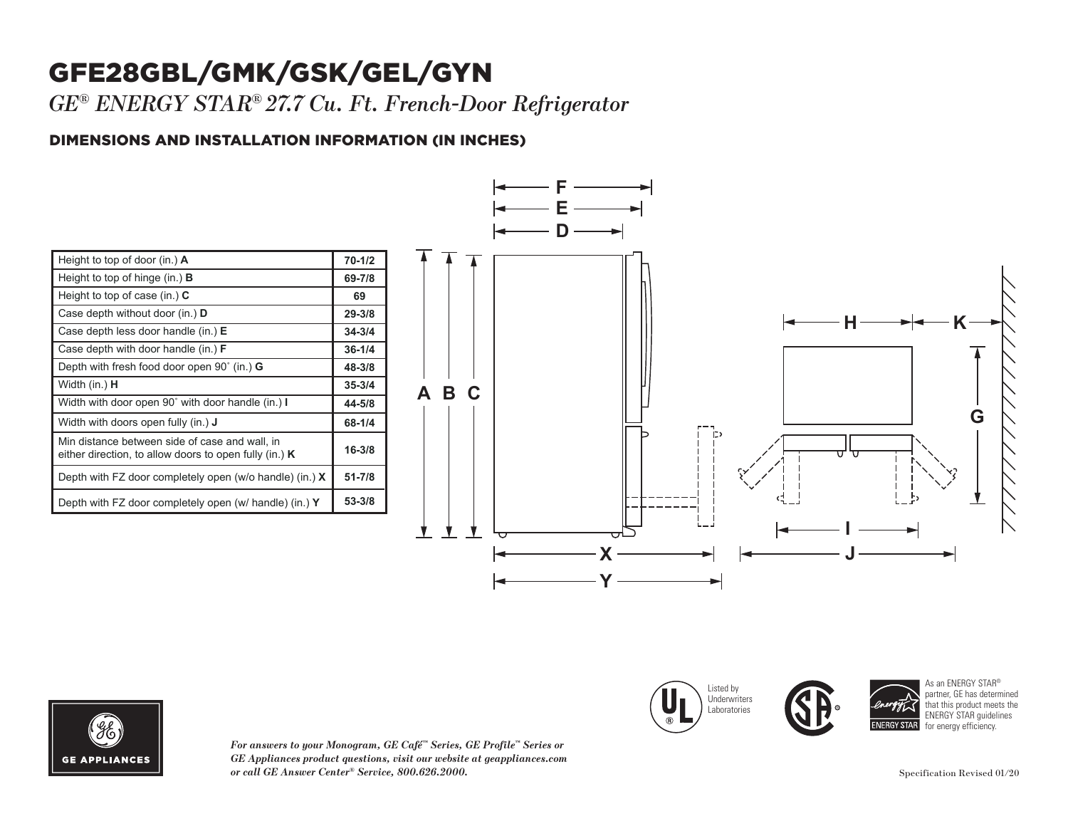# GFE28GBL/GMK/GSK/GEL/GYN

*GE® ENERGY STAR® 27.7 Cu. Ft. French-Door Refrigerator*

## DIMENSIONS AND INSTALLATION INFORMATION (IN INCHES)

| | |
|---|---|
| Height to top of door (in.) **A** | 70-1/2 |
| Height to top of hinge (in.) **B** | 69-7/8 |
| Height to top of case (in.) **C** | 69 |
| Case depth without door (in.) **D** | 29-3/8 |
| Case depth less door handle (in.) **E** | 34-3/4 |
| Case depth with door handle (in.) **F** | 36-1/4 |
| Depth with fresh food door open 90˚ (in.) **G** | 48-3/8 |
| Width (in.) **H** | 35-3/4 |
| Width with door open 90˚ with door handle (in.) **I** | 44-5/8 |
| Width with doors open fully (in.) **J** | 68-1/4 |
| Min distance between side of case and wall, in either direction, to allow doors to open fully (in.) **K** | 16-3/8 |
| Depth with FZ door completely open (w/o handle) (in.) **X** | 51-7/8 |
| Depth with FZ door completely open (w/ handle) (in.) **Y** | 53-3/8 |

Listed by Underwriters Laboratories

As an ENERGY STAR® partner, GE has determined that this product meets the ENERGY STAR guidelines for energy efficiency.

GE APPLIANCES

*For answers to your Monogram, GE Café™ Series, GE Profile™ Series or GE Appliances product questions, visit our website at geappliances.com or call GE Answer Center® Service, 800.626.2000.*

Specification Revised 01/20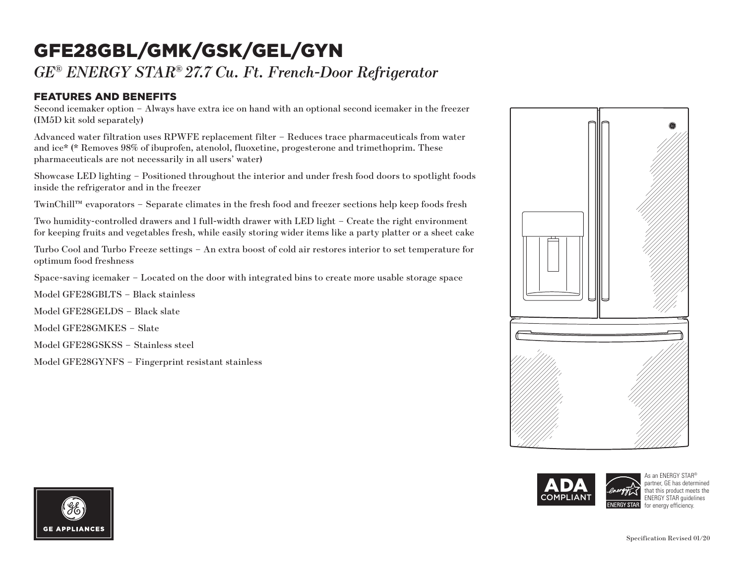# GFE28GBL/GMK/GSK/GEL/GYN

*GE® ENERGY STAR® 27.7 Cu. Ft. French-Door Refrigerator*

## FEATURES AND BENEFITS

Second icemaker option – Always have extra ice on hand with an optional second icemaker in the freezer **(**IM5D kit sold separately**)**

Advanced water filtration uses RPWFE replacement filter – Reduces trace pharmaceuticals from water and ice* **(*** Removes 98% of ibuprofen, atenolol, fluoxetine, progesterone and trimethoprim. These pharmaceuticals are not necessarily in all users' water**)**

Showcase LED lighting – Positioned throughout the interior and under fresh food doors to spotlight foods inside the refrigerator and in the freezer

TwinChill™ evaporators – Separate climates in the fresh food and freezer sections help keep foods fresh

Two humidity-controlled drawers and 1 full-width drawer with LED light – Create the right environment for keeping fruits and vegetables fresh, while easily storing wider items like a party platter or a sheet cake

Turbo Cool and Turbo Freeze settings – An extra boost of cold air restores interior to set temperature for optimum food freshness

Space-saving icemaker – Located on the door with integrated bins to create more usable storage space

Model GFE28GBLTS – Black stainless

Model GFE28GELDS – Black slate

Model GFE28GMKES – Slate

Model GFE28GSKSS – Stainless steel

Model GFE28GYNFS – Fingerprint resistant stainless

ADA COMPLIANT

As an ENERGY STAR® partner, GE has determined that this product meets the ENERGY STAR guidelines for energy efficiency.

GE APPLIANCES

Specification Revised 01/20